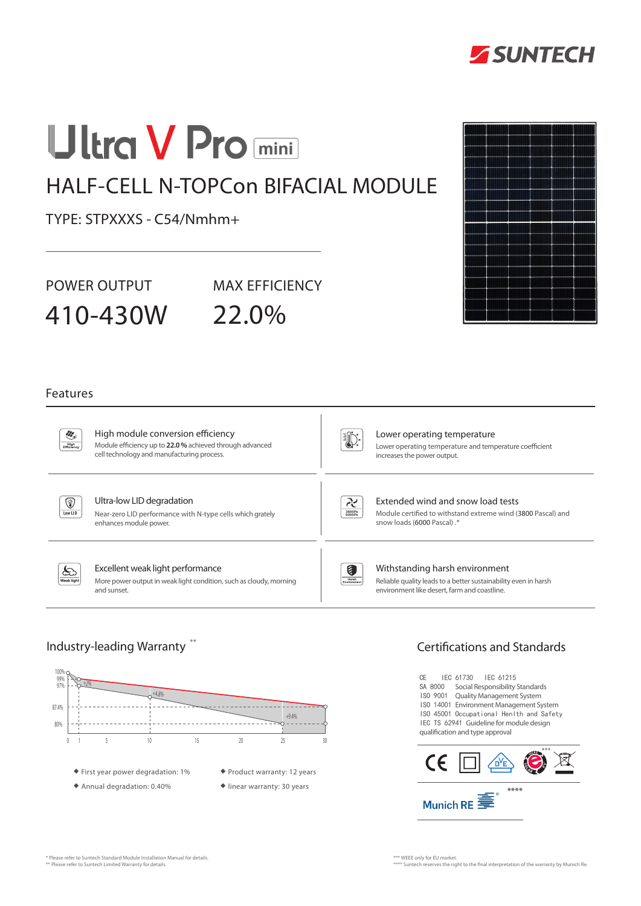# Ultra V Pro mini

## HALF-CELL N-TOPCon BIFACIAL MODULE

TYPE: STPXXXS - C54/Nmhm+

| POWER OUTPUT | MAX EFFICIENCY |
|---|---|
| 410-430W | 22.0% |

## Features

**High module conversion efficiency**
Module efficiency up to **22.0 %** achieved through advanced cell technology and manufacturing process.

**Lower operating temperature**
Lower operating temperature and temperature coefficient increases the power output.

**Ultra-low LID degradation**
Near-zero LID performance with N-type cells which grately enhances module power.

**Extended wind and snow load tests**
Module certified to withstand extreme wind (3800 Pascal) and snow loads (6000 Pascal) .*

**Excellent weak light performance**
More power output in weak light condition, such as cloudy, morning and sunset.

**Withstanding harsh environment**
Reliable quality leads to a better sustainability even in harsh environment like desert, farm and coastline.

## Industry-leading Warranty **

- First year power degradation: 1%
- Annual degradation: 0.40%
- Product warranty: 12 years
- linear warranty: 30 years

## Certifications and Standards

CE IEC 61730 IEC 61215
SA 8000 Social Responsibility Standards
ISO 9001 Quality Management System
ISO 14001 Environment Management System
ISO 45001 Occupational Health and Safety
IEC TS 62941 Guideline for module design qualification and type approval

Munich RE ****

\* Please refer to Suntech Standard Module Installation Manual for details.
\** Please refer to Suntech Limited Warranty for details.
\*** WEEE only for EU market.
\**** Suntech reserves the right to the final interpretation of the warranty by Munich Re.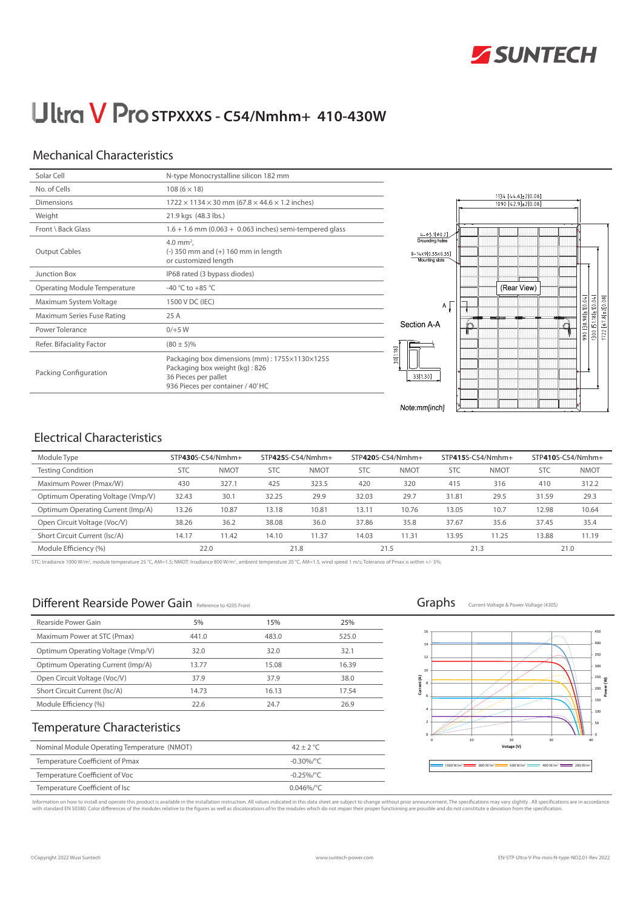SUNTECH

# Ultra V Pro STPXXXS - C54/Nmhm+ 410-430W

## Mechanical Characteristics

| | |
|---|---|
| Solar Cell | N-type Monocrystalline silicon 182 mm |
| No. of Cells | 108 (6 × 18) |
| Dimensions | 1722 × 1134 × 30 mm (67.8 × 44.6 × 1.2 inches) |
| Weight | 21.9 kgs (48.3 lbs.) |
| Front \ Back Glass | 1.6 + 1.6 mm (0.063 + 0.063 inches) semi-tempered glass |
| Output Cables | 4.0 mm², (-) 350 mm and (+) 160 mm in length or customized length |
| Junction Box | IP68 rated (3 bypass diodes) |
| Operating Module Temperature | -40 ℃ to +85 ℃ |
| Maximum System Voltage | 1500 V DC (IEC) |
| Maximum Series Fuse Rating | 25 A |
| Power Tolerance | 0/+5 W |
| Refer. Bifaciality Factor | (80 ± 5)% |
| Packing Configuration | Packaging box dimensions (mm) : 1755×1130×1255<br>Packaging box weight (kg) : 826<br>36 Pieces per pallet<br>936 Pieces per container / 40' HC |

1134 [44.6]±2[0.08]
1090 [42.9]±2[0.08]
4-φ5.1[φ0.2] Grounding holes
8-14x9[0.55x0.35] Mounting slots
(Rear View)
A
Section A-A
31[1.18]
33[1.30]
990 [38.98]±1[0.04]
1300 [51.18]±1[0.04]
1722 [67.8]±2[0.08]
Note:mm[inch]

## Electrical Characteristics

| Module Type | STP430S-C54/Nmhm+ | | STP425S-C54/Nmhm+ | | STP420S-C54/Nmhm+ | | STP415S-C54/Nmhm+ | | STP410S-C54/Nmhm+ | |
|---|---|---|---|---|---|---|---|---|---|---|
| Testing Condition | STC | NMOT | STC | NMOT | STC | NMOT | STC | NMOT | STC | NMOT |
| Maximum Power (Pmax/W) | 430 | 327.1 | 425 | 323.5 | 420 | 320 | 415 | 316 | 410 | 312.2 |
| Optimum Operating Voltage (Vmp/V) | 32.43 | 30.1 | 32.25 | 29.9 | 32.03 | 29.7 | 31.81 | 29.5 | 31.59 | 29.3 |
| Optimum Operating Current (Imp/A) | 13.26 | 10.87 | 13.18 | 10.81 | 13.11 | 10.76 | 13.05 | 10.7 | 12.98 | 10.64 |
| Open Circuit Voltage (Voc/V) | 38.26 | 36.2 | 38.08 | 36.0 | 37.86 | 35.8 | 37.67 | 35.6 | 37.45 | 35.4 |
| Short Circuit Current (Isc/A) | 14.17 | 11.42 | 14.10 | 11.37 | 14.03 | 11.31 | 13.95 | 11.25 | 13.88 | 11.19 |
| Module Efficiency (%) | 22.0 | | 21.8 | | 21.5 | | 21.3 | | 21.0 | |

STC: Irradiance 1000 W/m², module temperature 25 °C, AM=1.5; NMOT: Irradiance 800 W/m², ambient temperature 20 °C, AM=1.5, wind speed 1 m/s; Tolerance of Pmax is within +/- 3%;

## Different Rearside Power Gain

Reference to 420S Front

| Rearside Power Gain | 5% | 15% | 25% |
|---|---|---|---|
| Maximum Power at STC (Pmax) | 441.0 | 483.0 | 525.0 |
| Optimum Operating Voltage (Vmp/V) | 32.0 | 32.0 | 32.1 |
| Optimum Operating Current (Imp/A) | 13.77 | 15.08 | 16.39 |
| Open Circuit Voltage (Voc/V) | 37.9 | 37.9 | 38.0 |
| Short Circuit Current (Isc/A) | 14.73 | 16.13 | 17.54 |
| Module Efficiency (%) | 22.6 | 24.7 | 26.9 |

## Temperature Characteristics

| | |
|---|---|
| Nominal Module Operating Temperature (NMOT) | 42 ± 2 °C |
| Temperature Coefficient of Pmax | -0.30%/°C |
| Temperature Coefficient of Voc | -0.25%/°C |
| Temperature Coefficient of Isc | 0.046%/°C |

## Graphs

Current-Voltage & Power-Voltage (430S)

Current (A)
Power (W)
Voltage (V)
0 10 20 30 40
0 2 4 6 8 10 12 14 16
0 50 100 150 200 250 300 350 400 450
1000 W/m² 800 W/m² 600 W/m² 400 W/m² 200 W/m²

Information on how to install and operate this product is available in the installation instruction. All values indicated in this data sheet are subject to change without prior announcement. The specifications may vary slightly . All specifications are in accordance with standard EN 50380. Color differences of the modules relative to the figures as well as discolorations of/in the modules which do not impair their proper functioning are possible and do not constitute a deviation from the specification.

©Copyright 2022 Wuxi Suntech www.suntech-power.com EN-STP-Ultra-V-Pro-mini-N-type-NO2.01-Rev 2022